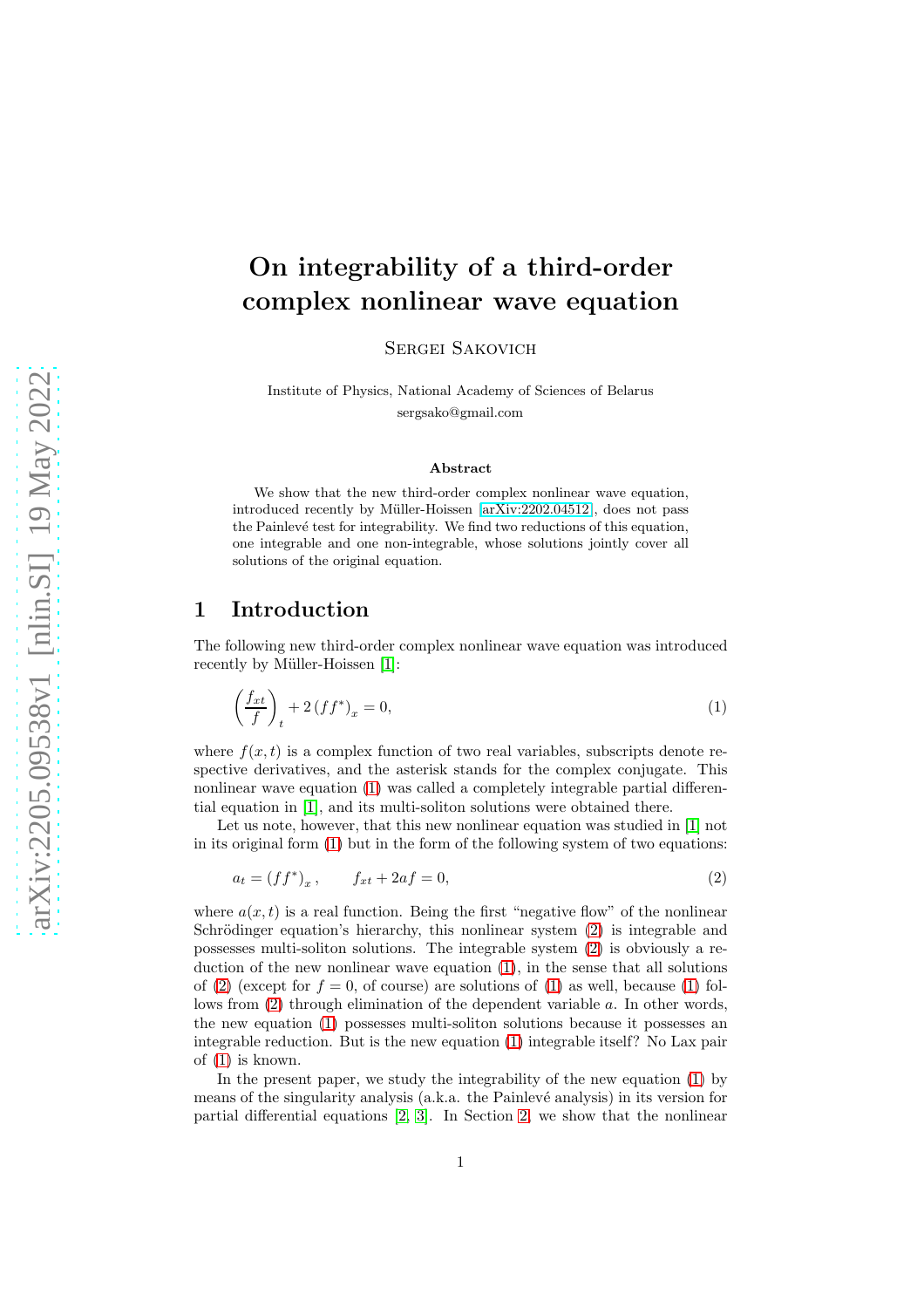# On integrability of a third-order complex nonlinear wave equation

Sergei Sakovich

Institute of Physics, National Academy of Sciences of Belarus
sergsako@gmail.com

### Abstract

We show that the new third-order complex nonlinear wave equation, introduced recently by Müller-Hoissen [arXiv:2202.04512], does not pass the Painlevé test for integrability. We find two reductions of this equation, one integrable and one non-integrable, whose solutions jointly cover all solutions of the original equation.

## 1 Introduction

The following new third-order complex nonlinear wave equation was introduced recently by Müller-Hoissen [1]:

$$\left(\frac{f_{xt}}{f}\right)_t + 2\left(ff^*\right)_x = 0, \tag{1}$$

where $f(x,t)$ is a complex function of two real variables, subscripts denote respective derivatives, and the asterisk stands for the complex conjugate. This nonlinear wave equation (1) was called a completely integrable partial differential equation in [1], and its multi-soliton solutions were obtained there.

Let us note, however, that this new nonlinear equation was studied in [1] not in its original form (1) but in the form of the following system of two equations:

$$a_t = \left(ff^*\right)_x, \qquad f_{xt} + 2af = 0, \tag{2}$$

where $a(x,t)$ is a real function. Being the first "negative flow" of the nonlinear Schrödinger equation's hierarchy, this nonlinear system (2) is integrable and possesses multi-soliton solutions. The integrable system (2) is obviously a reduction of the new nonlinear wave equation (1), in the sense that all solutions of (2) (except for $f = 0$, of course) are solutions of (1) as well, because (1) follows from (2) through elimination of the dependent variable $a$. In other words, the new equation (1) possesses multi-soliton solutions because it possesses an integrable reduction. But is the new equation (1) integrable itself? No Lax pair of (1) is known.

In the present paper, we study the integrability of the new equation (1) by means of the singularity analysis (a.k.a. the Painlevé analysis) in its version for partial differential equations [2, 3]. In Section 2, we show that the nonlinear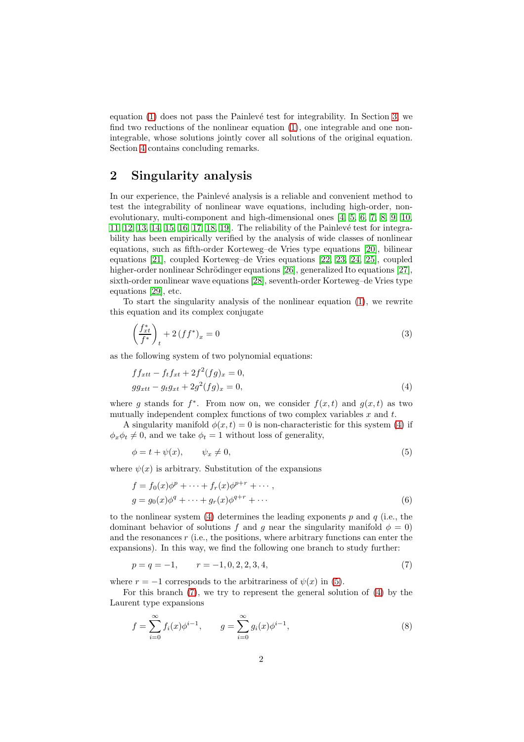equation (1) does not pass the Painlevé test for integrability. In Section 3, we find two reductions of the nonlinear equation (1), one integrable and one non-integrable, whose solutions jointly cover all solutions of the original equation. Section 4 contains concluding remarks.

## 2 Singularity analysis

In our experience, the Painlevé analysis is a reliable and convenient method to test the integrability of nonlinear wave equations, including high-order, non-evolutionary, multi-component and high-dimensional ones [4, 5, 6, 7, 8, 9, 10, 11, 12, 13, 14, 15, 16, 17, 18, 19]. The reliability of the Painlevé test for integrability has been empirically verified by the analysis of wide classes of nonlinear equations, such as fifth-order Korteweg–de Vries type equations [20], bilinear equations [21], coupled Korteweg–de Vries equations [22, 23, 24, 25], coupled higher-order nonlinear Schrödinger equations [26], generalized Ito equations [27], sixth-order nonlinear wave equations [28], seventh-order Korteweg–de Vries type equations [29], etc.

To start the singularity analysis of the nonlinear equation (1), we rewrite this equation and its complex conjugate

$$\left(\frac{f^*_{xt}}{f^*}\right)_t + 2\left(ff^*\right)_x = 0 \tag{3}$$

as the following system of two polynomial equations:

$$\begin{aligned} &ff_{xtt} - f_t f_{xt} + 2f^2(fg)_x = 0, \\ &gg_{xtt} - g_t g_{xt} + 2g^2(fg)_x = 0, \end{aligned} \tag{4}$$

where $g$ stands for $f^*$. From now on, we consider $f(x,t)$ and $g(x,t)$ as two mutually independent complex functions of two complex variables $x$ and $t$.

A singularity manifold $\phi(x,t) = 0$ is non-characteristic for this system (4) if $\phi_x \phi_t \neq 0$, and we take $\phi_t = 1$ without loss of generality,

$$\phi = t + \psi(x), \qquad \psi_x \neq 0, \tag{5}$$

where $\psi(x)$ is arbitrary. Substitution of the expansions

$$\begin{aligned} &f = f_0(x)\phi^p + \cdots + f_r(x)\phi^{p+r} + \cdots, \\ &g = g_0(x)\phi^q + \cdots + g_r(x)\phi^{q+r} + \cdots \end{aligned} \tag{6}$$

to the nonlinear system (4) determines the leading exponents $p$ and $q$ (i.e., the dominant behavior of solutions $f$ and $g$ near the singularity manifold $\phi = 0$) and the resonances $r$ (i.e., the positions, where arbitrary functions can enter the expansions). In this way, we find the following one branch to study further:

$$p = q = -1, \qquad r = -1, 0, 2, 2, 3, 4, \tag{7}$$

where $r = -1$ corresponds to the arbitrariness of $\psi(x)$ in (5).

For this branch (7), we try to represent the general solution of (4) by the Laurent type expansions

$$f = \sum_{i=0}^{\infty} f_i(x)\phi^{i-1}, \qquad g = \sum_{i=0}^{\infty} g_i(x)\phi^{i-1}, \tag{8}$$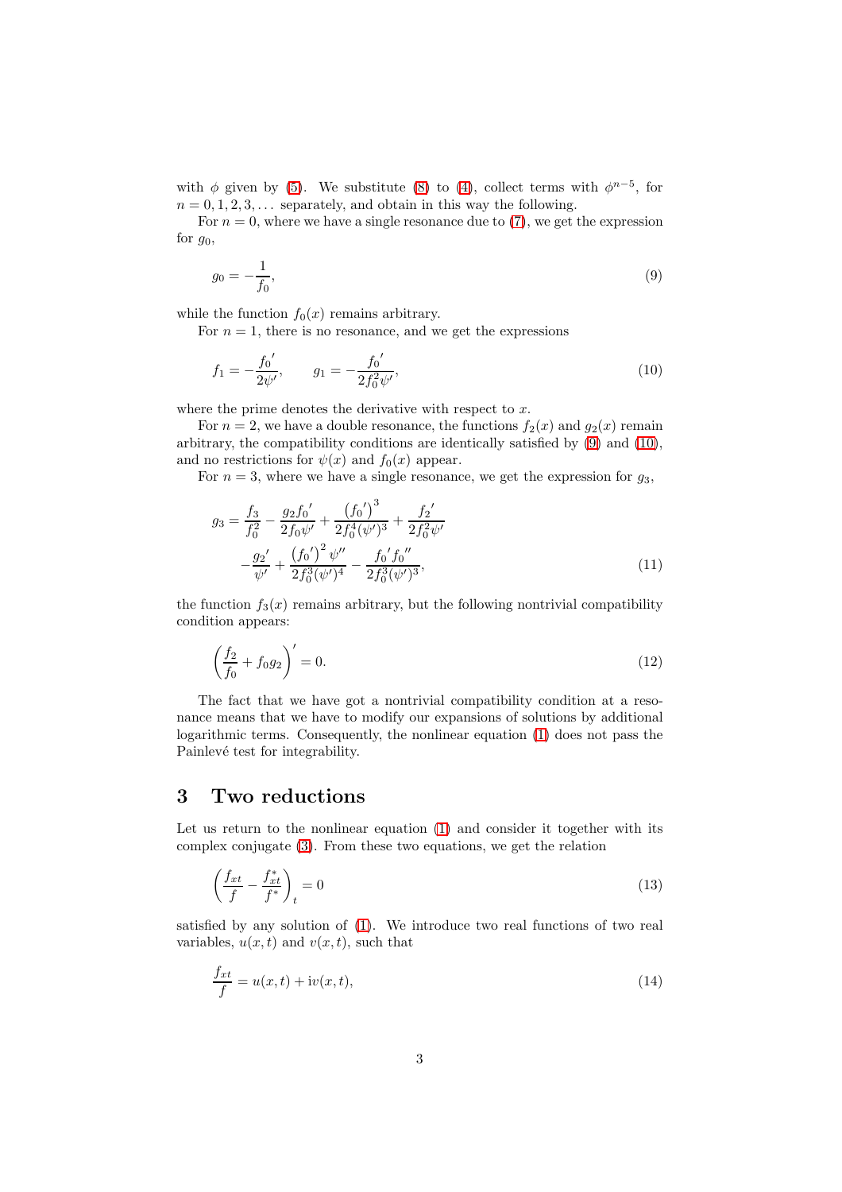with $\phi$ given by (5). We substitute (8) to (4), collect terms with $\phi^{n-5}$, for $n = 0, 1, 2, 3, \dots$ separately, and obtain in this way the following.

For $n = 0$, where we have a single resonance due to (7), we get the expression for $g_0$,

$$g_0 = -\frac{1}{f_0}, \tag{9}$$

while the function $f_0(x)$ remains arbitrary.

For $n = 1$, there is no resonance, and we get the expressions

$$f_1 = -\frac{{f_0}'}{2\psi'}, \qquad g_1 = -\frac{{f_0}'}{2f_0^2\psi'}, \tag{10}$$

where the prime denotes the derivative with respect to $x$.

For $n = 2$, we have a double resonance, the functions $f_2(x)$ and $g_2(x)$ remain arbitrary, the compatibility conditions are identically satisfied by (9) and (10), and no restrictions for $\psi(x)$ and $f_0(x)$ appear.

For $n = 3$, where we have a single resonance, we get the expression for $g_3$,

$$\begin{aligned} g_3 = \frac{f_3}{f_0^2} - \frac{g_2 {f_0}'}{2f_0\psi'} + \frac{\left({f_0}'\right)^3}{2f_0^4(\psi')^3} + \frac{{f_2}'}{2f_0^2\psi'} \\ -\frac{{g_2}'}{\psi'} + \frac{\left({f_0}'\right)^2\psi''}{2f_0^3(\psi')^4} - \frac{{f_0}'{f_0}''}{2f_0^3(\psi')^3}, \end{aligned} \tag{11}$$

the function $f_3(x)$ remains arbitrary, but the following nontrivial compatibility condition appears:

$$\left(\frac{f_2}{f_0} + f_0 g_2\right)' = 0. \tag{12}$$

The fact that we have got a nontrivial compatibility condition at a resonance means that we have to modify our expansions of solutions by additional logarithmic terms. Consequently, the nonlinear equation (1) does not pass the Painlevé test for integrability.

## 3 Two reductions

Let us return to the nonlinear equation (1) and consider it together with its complex conjugate (3). From these two equations, we get the relation

$$\left(\frac{f_{xt}}{f} - \frac{f^*_{xt}}{f^*}\right)_t = 0 \tag{13}$$

satisfied by any solution of (1). We introduce two real functions of two real variables, $u(x,t)$ and $v(x,t)$, such that

$$\frac{f_{xt}}{f} = u(x,t) + \mathrm{i}v(x,t), \tag{14}$$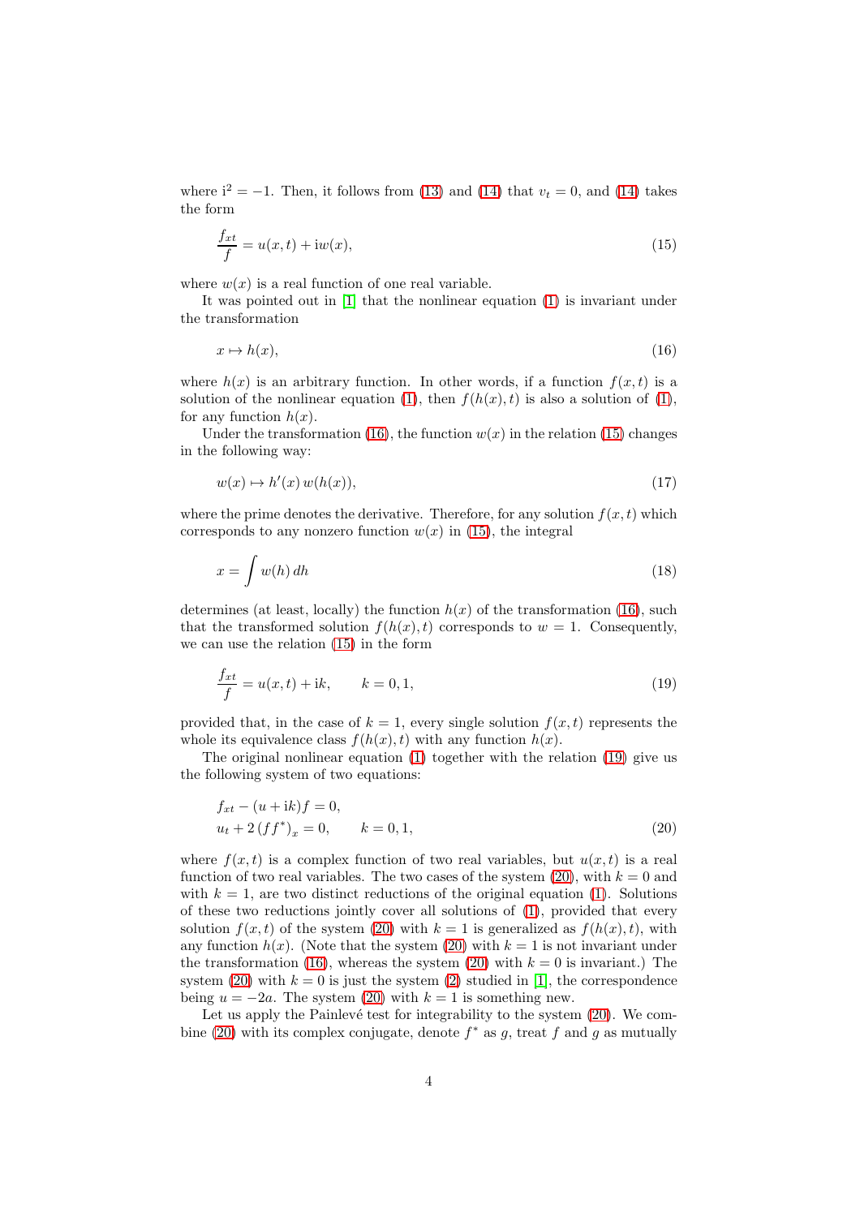where $\mathrm{i}^2 = -1$. Then, it follows from (13) and (14) that $v_t = 0$, and (14) takes the form

$$\frac{f_{xt}}{f} = u(x,t) + \mathrm{i}w(x), \tag{15}$$

where $w(x)$ is a real function of one real variable.

It was pointed out in [1] that the nonlinear equation (1) is invariant under the transformation

$$x \mapsto h(x), \tag{16}$$

where $h(x)$ is an arbitrary function. In other words, if a function $f(x,t)$ is a solution of the nonlinear equation (1), then $f(h(x),t)$ is also a solution of (1), for any function $h(x)$.

Under the transformation (16), the function $w(x)$ in the relation (15) changes in the following way:

$$w(x) \mapsto h'(x)\, w(h(x)), \tag{17}$$

where the prime denotes the derivative. Therefore, for any solution $f(x,t)$ which corresponds to any nonzero function $w(x)$ in (15), the integral

$$x = \int w(h)\, dh \tag{18}$$

determines (at least, locally) the function $h(x)$ of the transformation (16), such that the transformed solution $f(h(x),t)$ corresponds to $w = 1$. Consequently, we can use the relation (15) in the form

$$\frac{f_{xt}}{f} = u(x,t) + \mathrm{i}k, \qquad k = 0, 1, \tag{19}$$

provided that, in the case of $k = 1$, every single solution $f(x,t)$ represents the whole its equivalence class $f(h(x),t)$ with any function $h(x)$.

The original nonlinear equation (1) together with the relation (19) give us the following system of two equations:

$$\begin{aligned} &f_{xt} - (u + \mathrm{i}k) f = 0, \\ &u_t + 2\,(f f^*)_x = 0, \qquad k = 0, 1, \end{aligned} \tag{20}$$

where $f(x,t)$ is a complex function of two real variables, but $u(x,t)$ is a real function of two real variables. The two cases of the system (20), with $k = 0$ and with $k = 1$, are two distinct reductions of the original equation (1). Solutions of these two reductions jointly cover all solutions of (1), provided that every solution $f(x,t)$ of the system (20) with $k = 1$ is generalized as $f(h(x),t)$, with any function $h(x)$. (Note that the system (20) with $k = 1$ is not invariant under the transformation (16), whereas the system (20) with $k = 0$ is invariant.) The system (20) with $k = 0$ is just the system (2) studied in [1], the correspondence being $u = -2a$. The system (20) with $k = 1$ is something new.

Let us apply the Painlevé test for integrability to the system (20). We combine (20) with its complex conjugate, denote $f^*$ as $g$, treat $f$ and $g$ as mutually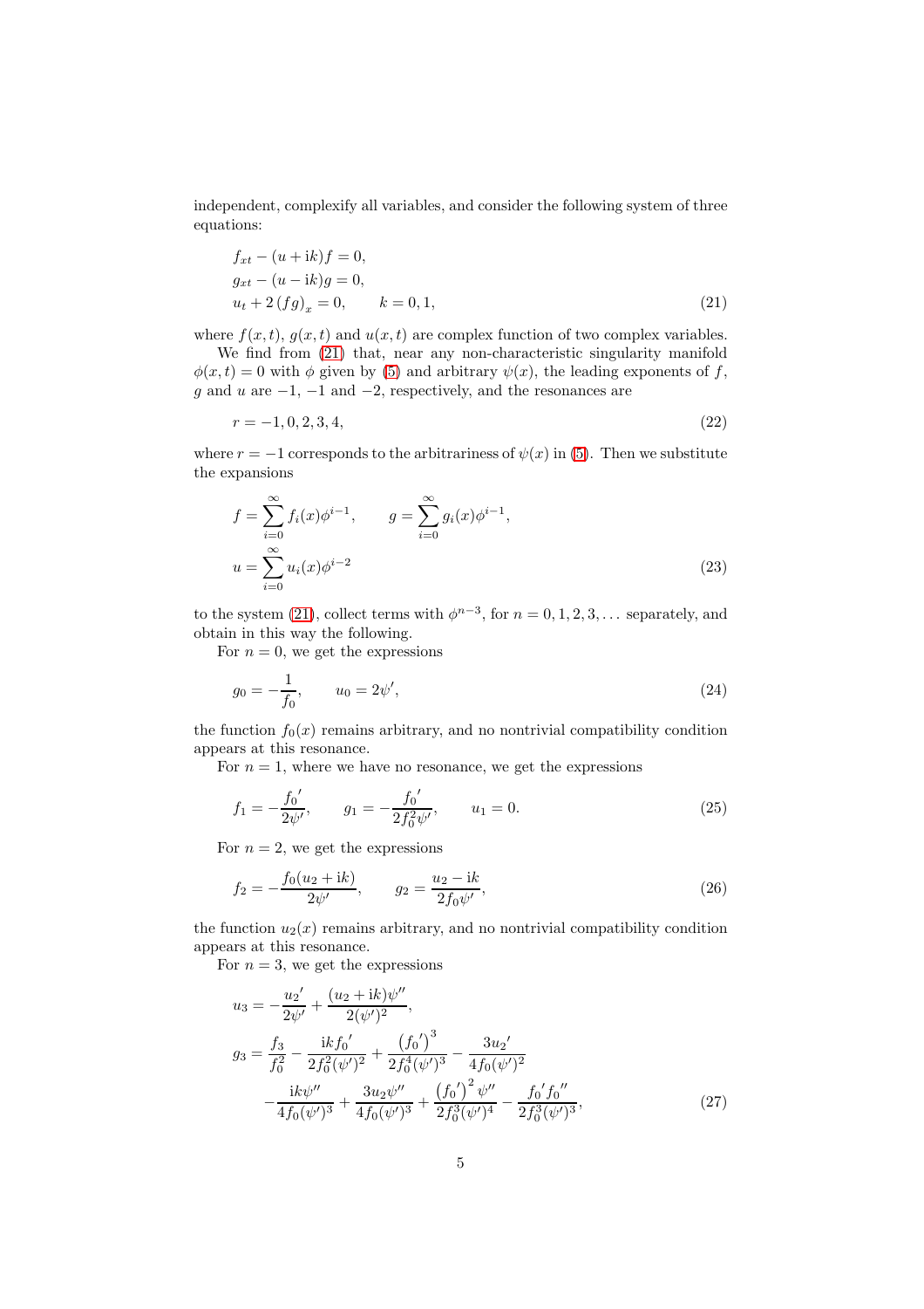independent, complexify all variables, and consider the following system of three equations:

$$
\begin{aligned}
&f_{xt} - (u + \mathrm{i}k) f = 0, \\
&g_{xt} - (u - \mathrm{i}k) g = 0, \\
&u_t + 2\,(fg)_x = 0, \qquad k = 0, 1,
\end{aligned} \tag{21}
$$

where $f(x,t)$, $g(x,t)$ and $u(x,t)$ are complex function of two complex variables.

We find from (21) that, near any non-characteristic singularity manifold $\phi(x,t) = 0$ with $\phi$ given by (5) and arbitrary $\psi(x)$, the leading exponents of $f$, $g$ and $u$ are $-1$, $-1$ and $-2$, respectively, and the resonances are

$$
r = -1, 0, 2, 3, 4, \tag{22}
$$

where $r = -1$ corresponds to the arbitrariness of $\psi(x)$ in (5). Then we substitute the expansions

$$
\begin{aligned}
&f = \sum_{i=0}^{\infty} f_i(x) \phi^{i-1}, \qquad g = \sum_{i=0}^{\infty} g_i(x) \phi^{i-1}, \\
&u = \sum_{i=0}^{\infty} u_i(x) \phi^{i-2}
\end{aligned} \tag{23}
$$

to the system (21), collect terms with $\phi^{n-3}$, for $n = 0, 1, 2, 3, \ldots$ separately, and obtain in this way the following.

For $n = 0$, we get the expressions

$$
g_0 = -\frac{1}{f_0}, \qquad u_0 = 2\psi', \tag{24}
$$

the function $f_0(x)$ remains arbitrary, and no nontrivial compatibility condition appears at this resonance.

For $n = 1$, where we have no resonance, we get the expressions

$$
f_1 = -\frac{f_0{}'}{2\psi'}, \qquad g_1 = -\frac{f_0{}'}{2 f_0^2 \psi'}, \qquad u_1 = 0. \tag{25}
$$

For $n = 2$, we get the expressions

$$
f_2 = -\frac{f_0 (u_2 + \mathrm{i}k)}{2\psi'}, \qquad g_2 = \frac{u_2 - \mathrm{i}k}{2 f_0 \psi'}, \tag{26}
$$

the function $u_2(x)$ remains arbitrary, and no nontrivial compatibility condition appears at this resonance.

For $n = 3$, we get the expressions

$$
\begin{aligned}
u_3 &= -\frac{u_2{}'}{2\psi'} + \frac{(u_2 + \mathrm{i}k)\psi''}{2(\psi')^2}, \\
g_3 &= \frac{f_3}{f_0^2} - \frac{\mathrm{i}k f_0{}'}{2 f_0^2 (\psi')^2} + \frac{\left(f_0{}'\right)^3}{2 f_0^4 (\psi')^3} - \frac{3 u_2{}'}{4 f_0 (\psi')^2} \\
&\quad - \frac{\mathrm{i}k \psi''}{4 f_0 (\psi')^3} + \frac{3 u_2 \psi''}{4 f_0 (\psi')^3} + \frac{\left(f_0{}'\right)^2 \psi''}{2 f_0^3 (\psi')^4} - \frac{f_0{}' f_0{}''}{2 f_0^3 (\psi')^3},
\end{aligned} \tag{27}
$$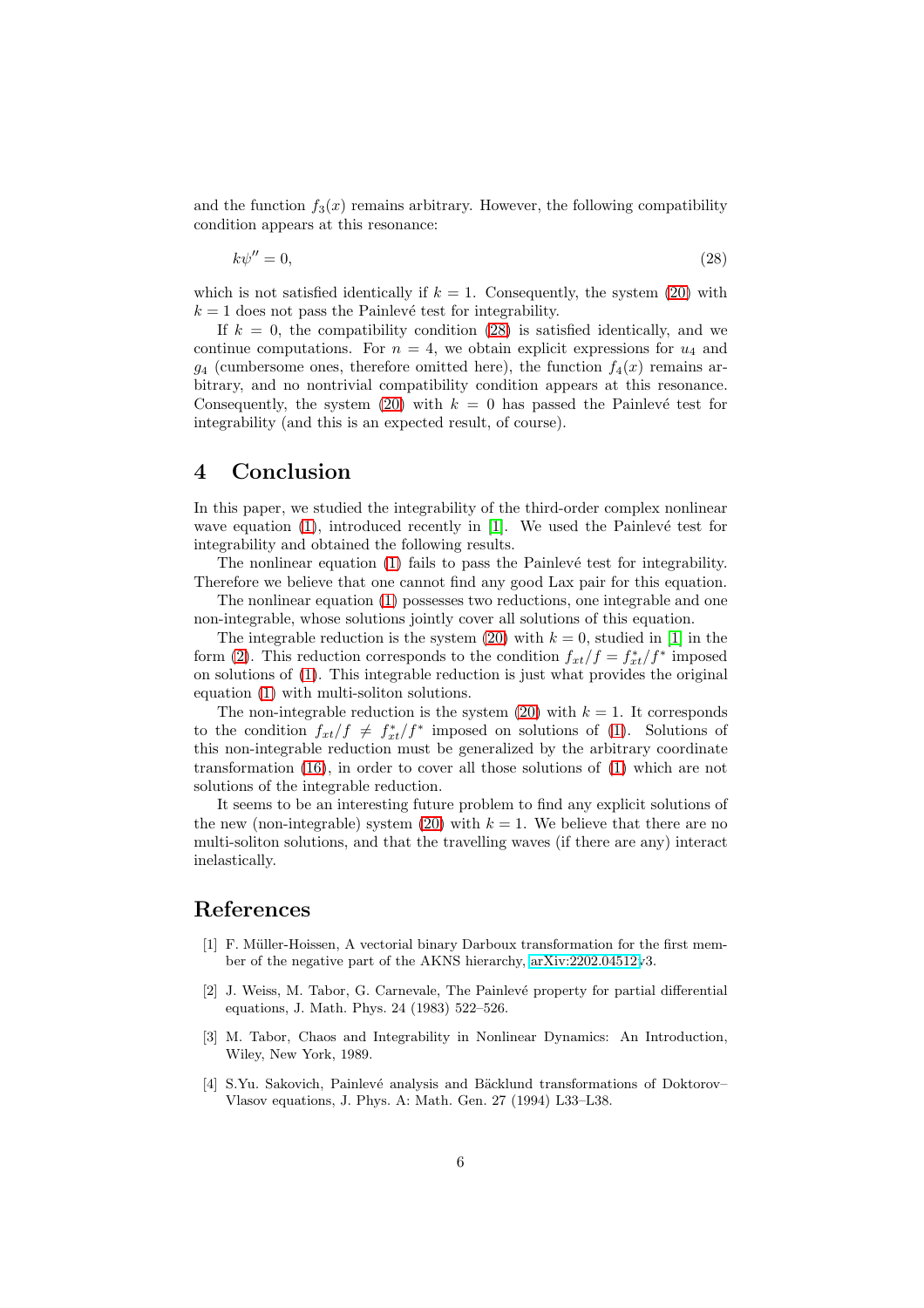and the function $f_3(x)$ remains arbitrary. However, the following compatibility condition appears at this resonance:

$$k\psi'' = 0, \tag{28}$$

which is not satisfied identically if $k = 1$. Consequently, the system (20) with $k = 1$ does not pass the Painlevé test for integrability.

If $k = 0$, the compatibility condition (28) is satisfied identically, and we continue computations. For $n = 4$, we obtain explicit expressions for $u_4$ and $g_4$ (cumbersome ones, therefore omitted here), the function $f_4(x)$ remains arbitrary, and no nontrivial compatibility condition appears at this resonance. Consequently, the system (20) with $k = 0$ has passed the Painlevé test for integrability (and this is an expected result, of course).

## 4 Conclusion

In this paper, we studied the integrability of the third-order complex nonlinear wave equation (1), introduced recently in [1]. We used the Painlevé test for integrability and obtained the following results.

The nonlinear equation (1) fails to pass the Painlevé test for integrability. Therefore we believe that one cannot find any good Lax pair for this equation.

The nonlinear equation (1) possesses two reductions, one integrable and one non-integrable, whose solutions jointly cover all solutions of this equation.

The integrable reduction is the system (20) with $k = 0$, studied in [1] in the form (2). This reduction corresponds to the condition $f_{xt}/f = f^*_{xt}/f^*$ imposed on solutions of (1). This integrable reduction is just what provides the original equation (1) with multi-soliton solutions.

The non-integrable reduction is the system (20) with $k = 1$. It corresponds to the condition $f_{xt}/f \neq f^*_{xt}/f^*$ imposed on solutions of (1). Solutions of this non-integrable reduction must be generalized by the arbitrary coordinate transformation (16), in order to cover all those solutions of (1) which are not solutions of the integrable reduction.

It seems to be an interesting future problem to find any explicit solutions of the new (non-integrable) system (20) with $k = 1$. We believe that there are no multi-soliton solutions, and that the travelling waves (if there are any) interact inelastically.

## References

[1] F. Müller-Hoissen, A vectorial binary Darboux transformation for the first member of the negative part of the AKNS hierarchy, arXiv:2202.04512v3.

[2] J. Weiss, M. Tabor, G. Carnevale, The Painlevé property for partial differential equations, J. Math. Phys. 24 (1983) 522–526.

[3] M. Tabor, Chaos and Integrability in Nonlinear Dynamics: An Introduction, Wiley, New York, 1989.

[4] S.Yu. Sakovich, Painlevé analysis and Bäcklund transformations of Doktorov–Vlasov equations, J. Phys. A: Math. Gen. 27 (1994) L33–L38.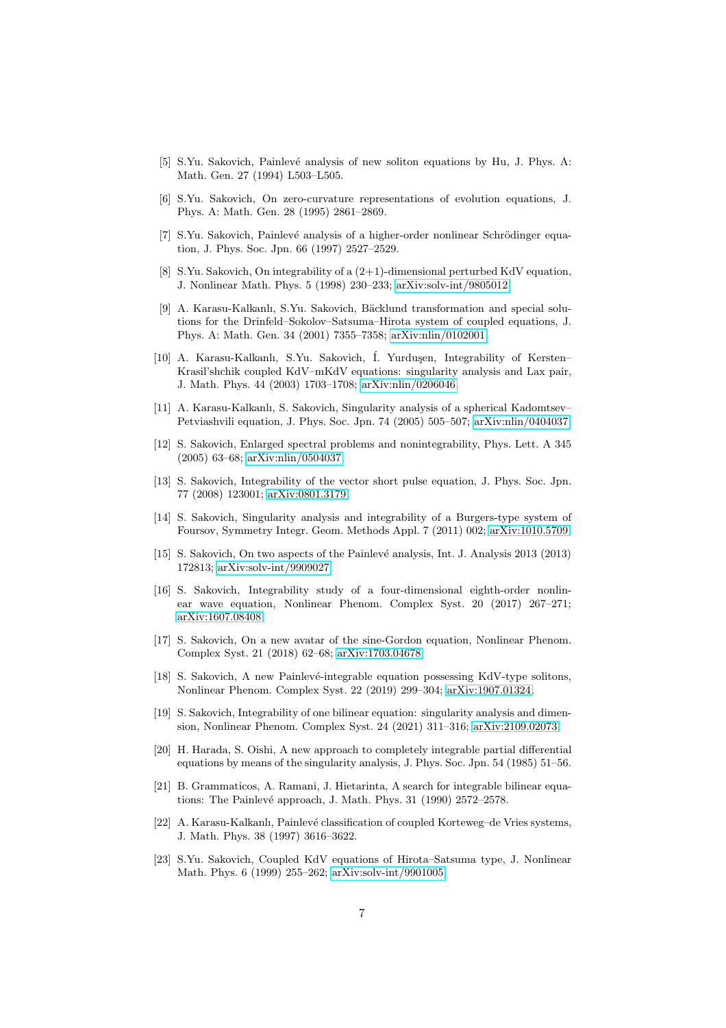[5] S.Yu. Sakovich, Painlevé analysis of new soliton equations by Hu, J. Phys. A: Math. Gen. 27 (1994) L503–L505.

[6] S.Yu. Sakovich, On zero-curvature representations of evolution equations, J. Phys. A: Math. Gen. 28 (1995) 2861–2869.

[7] S.Yu. Sakovich, Painlevé analysis of a higher-order nonlinear Schrödinger equation, J. Phys. Soc. Jpn. 66 (1997) 2527–2529.

[8] S.Yu. Sakovich, On integrability of a (2+1)-dimensional perturbed KdV equation, J. Nonlinear Math. Phys. 5 (1998) 230–233; arXiv:solv-int/9805012.

[9] A. Karasu-Kalkanlı, S.Yu. Sakovich, Bäcklund transformation and special solutions for the Drinfeld–Sokolov–Satsuma–Hirota system of coupled equations, J. Phys. A: Math. Gen. 34 (2001) 7355–7358; arXiv:nlin/0102001.

[10] A. Karasu-Kalkanlı, S.Yu. Sakovich, Í. Yurduşen, Integrability of Kersten–Krasil'shchik coupled KdV–mKdV equations: singularity analysis and Lax pair, J. Math. Phys. 44 (2003) 1703–1708; arXiv:nlin/0206046.

[11] A. Karasu-Kalkanlı, S. Sakovich, Singularity analysis of a spherical Kadomtsev–Petviashvili equation, J. Phys. Soc. Jpn. 74 (2005) 505–507; arXiv:nlin/0404037.

[12] S. Sakovich, Enlarged spectral problems and nonintegrability, Phys. Lett. A 345 (2005) 63–68; arXiv:nlin/0504037.

[13] S. Sakovich, Integrability of the vector short pulse equation, J. Phys. Soc. Jpn. 77 (2008) 123001; arXiv:0801.3179.

[14] S. Sakovich, Singularity analysis and integrability of a Burgers-type system of Foursov, Symmetry Integr. Geom. Methods Appl. 7 (2011) 002; arXiv:1010.5709.

[15] S. Sakovich, On two aspects of the Painlevé analysis, Int. J. Analysis 2013 (2013) 172813; arXiv:solv-int/9909027.

[16] S. Sakovich, Integrability study of a four-dimensional eighth-order nonlinear wave equation, Nonlinear Phenom. Complex Syst. 20 (2017) 267–271; arXiv:1607.08408.

[17] S. Sakovich, On a new avatar of the sine-Gordon equation, Nonlinear Phenom. Complex Syst. 21 (2018) 62–68; arXiv:1703.04678.

[18] S. Sakovich, A new Painlevé-integrable equation possessing KdV-type solitons, Nonlinear Phenom. Complex Syst. 22 (2019) 299–304; arXiv:1907.01324.

[19] S. Sakovich, Integrability of one bilinear equation: singularity analysis and dimension, Nonlinear Phenom. Complex Syst. 24 (2021) 311–316; arXiv:2109.02073.

[20] H. Harada, S. Oishi, A new approach to completely integrable partial differential equations by means of the singularity analysis, J. Phys. Soc. Jpn. 54 (1985) 51–56.

[21] B. Grammaticos, A. Ramani, J. Hietarinta, A search for integrable bilinear equations: The Painlevé approach, J. Math. Phys. 31 (1990) 2572–2578.

[22] A. Karasu-Kalkanlı, Painlevé classification of coupled Korteweg–de Vries systems, J. Math. Phys. 38 (1997) 3616–3622.

[23] S.Yu. Sakovich, Coupled KdV equations of Hirota–Satsuma type, J. Nonlinear Math. Phys. 6 (1999) 255–262; arXiv:solv-int/9901005.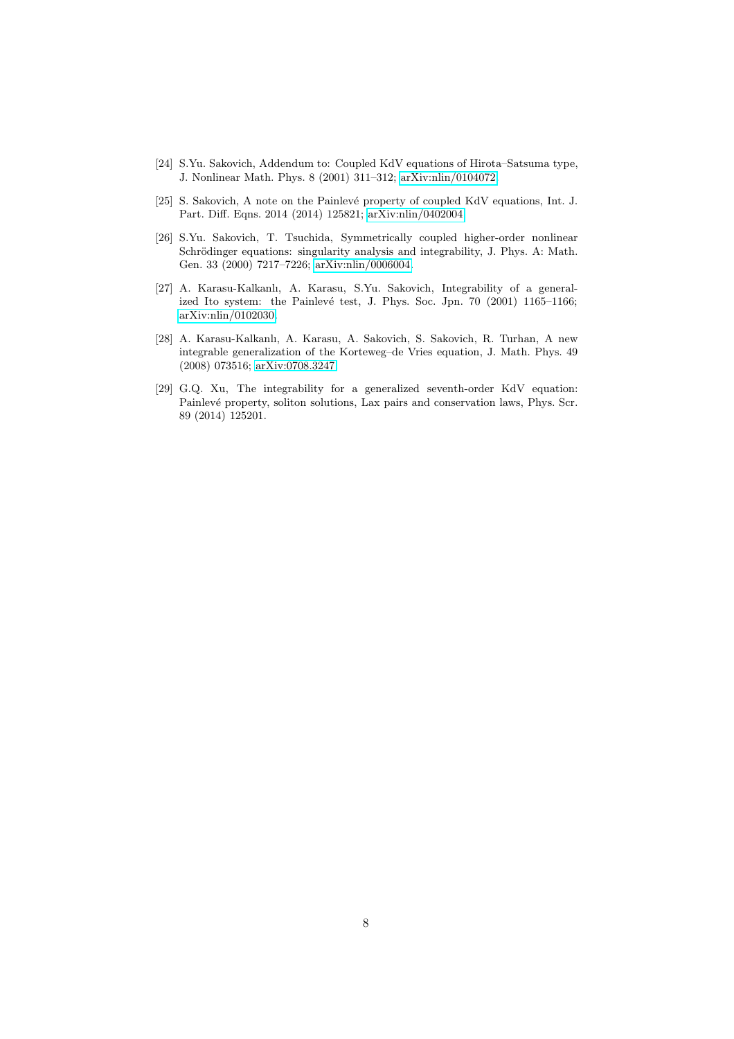[24] S.Yu. Sakovich, Addendum to: Coupled KdV equations of Hirota–Satsuma type, J. Nonlinear Math. Phys. 8 (2001) 311–312; arXiv:nlin/0104072.

[25] S. Sakovich, A note on the Painlevé property of coupled KdV equations, Int. J. Part. Diff. Eqns. 2014 (2014) 125821; arXiv:nlin/0402004.

[26] S.Yu. Sakovich, T. Tsuchida, Symmetrically coupled higher-order nonlinear Schrödinger equations: singularity analysis and integrability, J. Phys. A: Math. Gen. 33 (2000) 7217–7226; arXiv:nlin/0006004.

[27] A. Karasu-Kalkanlı, A. Karasu, S.Yu. Sakovich, Integrability of a generalized Ito system: the Painlevé test, J. Phys. Soc. Jpn. 70 (2001) 1165–1166; arXiv:nlin/0102030.

[28] A. Karasu-Kalkanlı, A. Karasu, A. Sakovich, S. Sakovich, R. Turhan, A new integrable generalization of the Korteweg–de Vries equation, J. Math. Phys. 49 (2008) 073516; arXiv:0708.3247.

[29] G.Q. Xu, The integrability for a generalized seventh-order KdV equation: Painlevé property, soliton solutions, Lax pairs and conservation laws, Phys. Scr. 89 (2014) 125201.